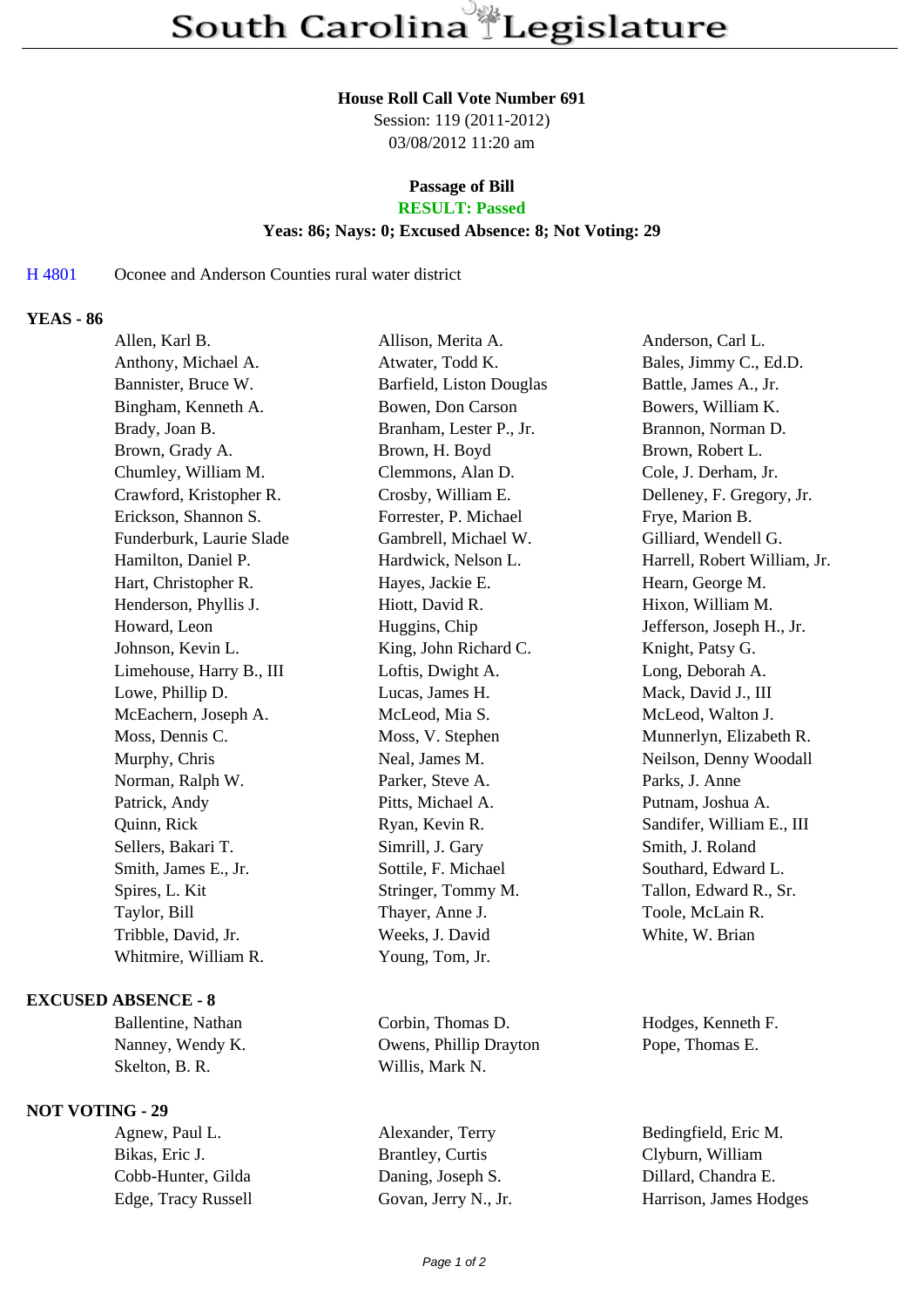# South Carolina Legislature

**House Roll Call Vote Number 691**
Session: 119 (2011-2012)
03/08/2012 11:20 am

**Passage of Bill**
**RESULT: Passed**
**Yeas: 86; Nays: 0; Excused Absence: 8; Not Voting: 29**

H 4801 Oconee and Anderson Counties rural water district

## YEAS - 86

| | | |
|---|---|---|
| Allen, Karl B. | Allison, Merita A. | Anderson, Carl L. |
| Anthony, Michael A. | Atwater, Todd K. | Bales, Jimmy C., Ed.D. |
| Bannister, Bruce W. | Barfield, Liston Douglas | Battle, James A., Jr. |
| Bingham, Kenneth A. | Bowen, Don Carson | Bowers, William K. |
| Brady, Joan B. | Branham, Lester P., Jr. | Brannon, Norman D. |
| Brown, Grady A. | Brown, H. Boyd | Brown, Robert L. |
| Chumley, William M. | Clemmons, Alan D. | Cole, J. Derham, Jr. |
| Crawford, Kristopher R. | Crosby, William E. | Delleney, F. Gregory, Jr. |
| Erickson, Shannon S. | Forrester, P. Michael | Frye, Marion B. |
| Funderburk, Laurie Slade | Gambrell, Michael W. | Gilliard, Wendell G. |
| Hamilton, Daniel P. | Hardwick, Nelson L. | Harrell, Robert William, Jr. |
| Hart, Christopher R. | Hayes, Jackie E. | Hearn, George M. |
| Henderson, Phyllis J. | Hiott, David R. | Hixon, William M. |
| Howard, Leon | Huggins, Chip | Jefferson, Joseph H., Jr. |
| Johnson, Kevin L. | King, John Richard C. | Knight, Patsy G. |
| Limehouse, Harry B., III | Loftis, Dwight A. | Long, Deborah A. |
| Lowe, Phillip D. | Lucas, James H. | Mack, David J., III |
| McEachern, Joseph A. | McLeod, Mia S. | McLeod, Walton J. |
| Moss, Dennis C. | Moss, V. Stephen | Munnerlyn, Elizabeth R. |
| Murphy, Chris | Neal, James M. | Neilson, Denny Woodall |
| Norman, Ralph W. | Parker, Steve A. | Parks, J. Anne |
| Patrick, Andy | Pitts, Michael A. | Putnam, Joshua A. |
| Quinn, Rick | Ryan, Kevin R. | Sandifer, William E., III |
| Sellers, Bakari T. | Simrill, J. Gary | Smith, J. Roland |
| Smith, James E., Jr. | Sottile, F. Michael | Southard, Edward L. |
| Spires, L. Kit | Stringer, Tommy M. | Tallon, Edward R., Sr. |
| Taylor, Bill | Thayer, Anne J. | Toole, McLain R. |
| Tribble, David, Jr. | Weeks, J. David | White, W. Brian |
| Whitmire, William R. | Young, Tom, Jr. | |

## EXCUSED ABSENCE - 8

| | | |
|---|---|---|
| Ballentine, Nathan | Corbin, Thomas D. | Hodges, Kenneth F. |
| Nanney, Wendy K. | Owens, Phillip Drayton | Pope, Thomas E. |
| Skelton, B. R. | Willis, Mark N. | |

## NOT VOTING - 29

| | | |
|---|---|---|
| Agnew, Paul L. | Alexander, Terry | Bedingfield, Eric M. |
| Bikas, Eric J. | Brantley, Curtis | Clyburn, William |
| Cobb-Hunter, Gilda | Daning, Joseph S. | Dillard, Chandra E. |
| Edge, Tracy Russell | Govan, Jerry N., Jr. | Harrison, James Hodges |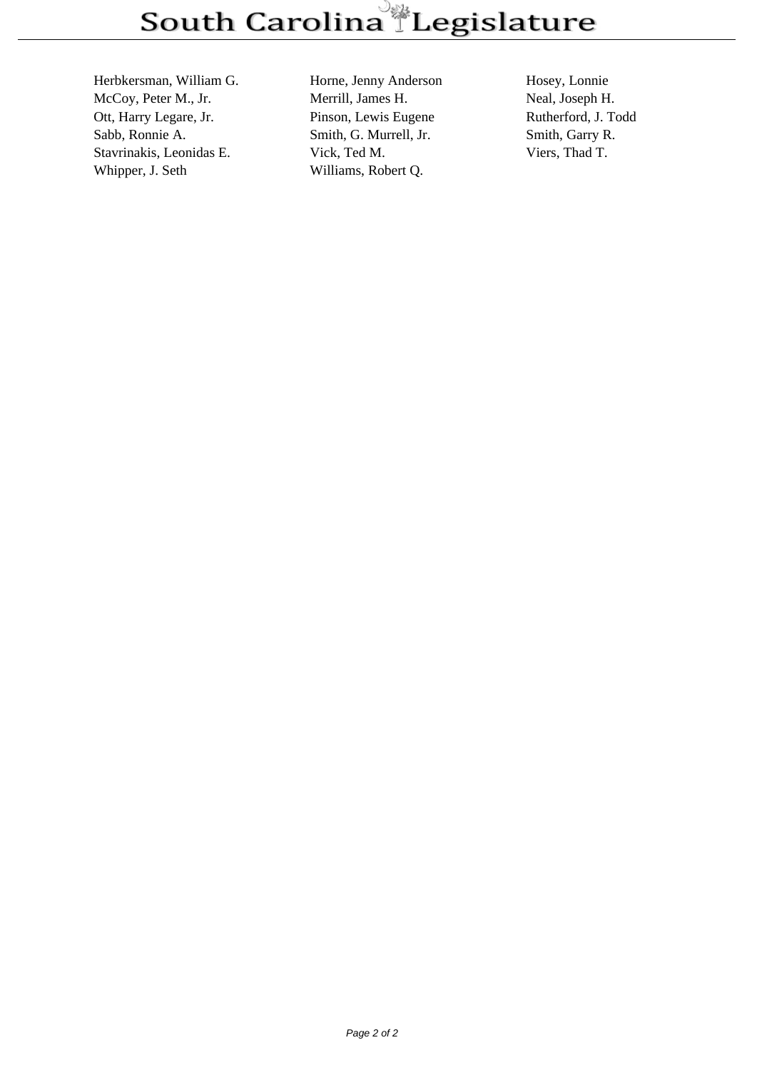Herbkersman, William G.
Horne, Jenny Anderson
Hosey, Lonnie
McCoy, Peter M., Jr.
Merrill, James H.
Neal, Joseph H.
Ott, Harry Legare, Jr.
Pinson, Lewis Eugene
Rutherford, J. Todd
Sabb, Ronnie A.
Smith, G. Murrell, Jr.
Smith, Garry R.
Stavrinakis, Leonidas E.
Vick, Ted M.
Viers, Thad T.
Whipper, J. Seth
Williams, Robert Q.